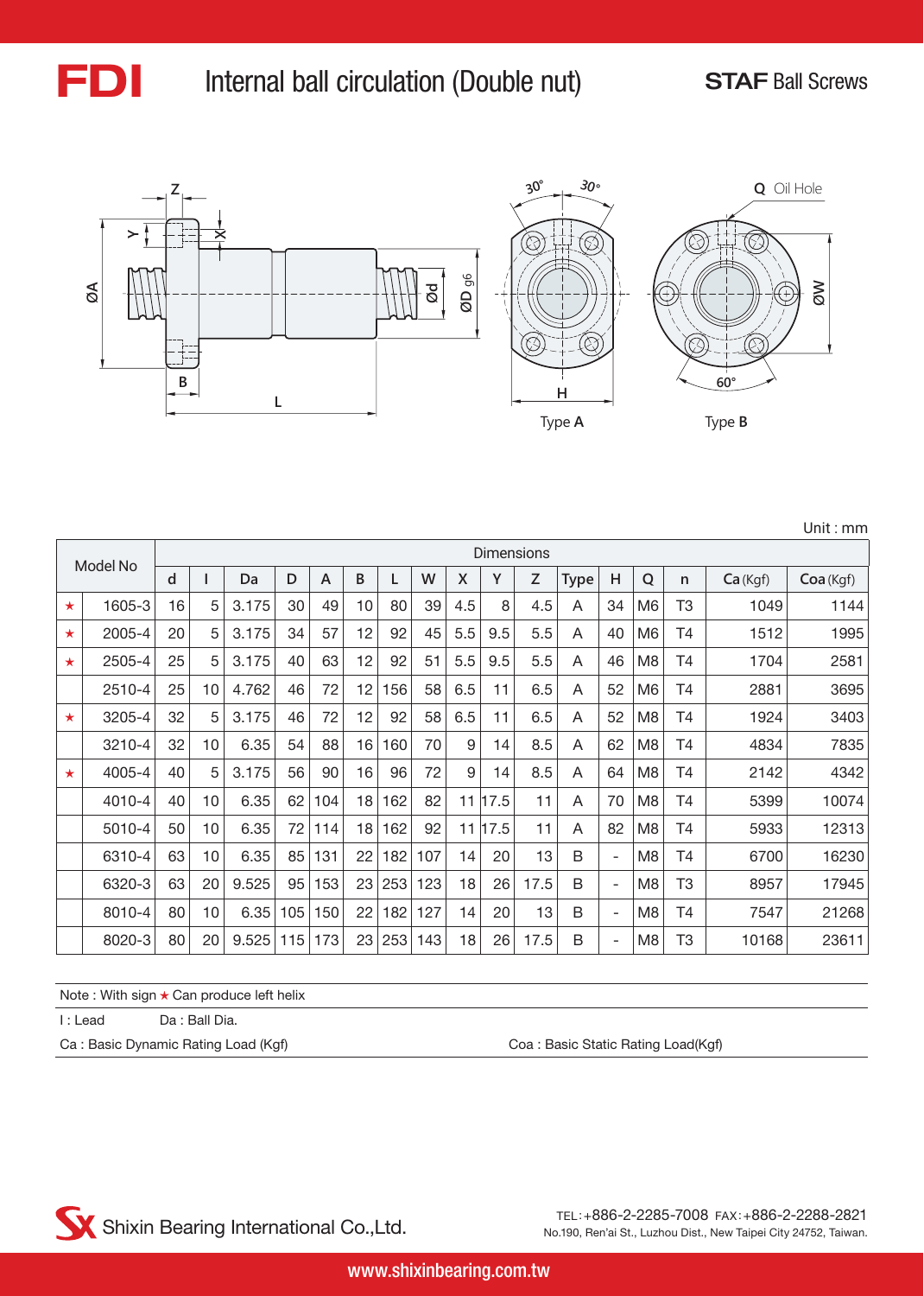# FDI Internal ball circulation (Double nut)

**STAF** Ball Screws

Type **A**

Type **B**

Unit : mm

| | Model No | Dimensions | | | | | | | | | | | | | | | | |
|---|---|---|---|---|---|---|---|---|---|---|---|---|---|---|---|---|---|---|
| | | d | l | Da | D | A | B | L | W | X | Y | Z | Type | H | Q | n | Ca (Kgf) | Coa (Kgf) |
| ★ | 1605-3 | 16 | 5 | 3.175 | 30 | 49 | 10 | 80 | 39 | 4.5 | 8 | 4.5 | A | 34 | M6 | T3 | 1049 | 1144 |
| ★ | 2005-4 | 20 | 5 | 3.175 | 34 | 57 | 12 | 92 | 45 | 5.5 | 9.5 | 5.5 | A | 40 | M6 | T4 | 1512 | 1995 |
| ★ | 2505-4 | 25 | 5 | 3.175 | 40 | 63 | 12 | 92 | 51 | 5.5 | 9.5 | 5.5 | A | 46 | M8 | T4 | 1704 | 2581 |
| | 2510-4 | 25 | 10 | 4.762 | 46 | 72 | 12 | 156 | 58 | 6.5 | 11 | 6.5 | A | 52 | M6 | T4 | 2881 | 3695 |
| ★ | 3205-4 | 32 | 5 | 3.175 | 46 | 72 | 12 | 92 | 58 | 6.5 | 11 | 6.5 | A | 52 | M8 | T4 | 1924 | 3403 |
| | 3210-4 | 32 | 10 | 6.35 | 54 | 88 | 16 | 160 | 70 | 9 | 14 | 8.5 | A | 62 | M8 | T4 | 4834 | 7835 |
| ★ | 4005-4 | 40 | 5 | 3.175 | 56 | 90 | 16 | 96 | 72 | 9 | 14 | 8.5 | A | 64 | M8 | T4 | 2142 | 4342 |
| | 4010-4 | 40 | 10 | 6.35 | 62 | 104 | 18 | 162 | 82 | 11 | 17.5 | 11 | A | 70 | M8 | T4 | 5399 | 10074 |
| | 5010-4 | 50 | 10 | 6.35 | 72 | 114 | 18 | 162 | 92 | 11 | 17.5 | 11 | A | 82 | M8 | T4 | 5933 | 12313 |
| | 6310-4 | 63 | 10 | 6.35 | 85 | 131 | 22 | 182 | 107 | 14 | 20 | 13 | B | - | M8 | T4 | 6700 | 16230 |
| | 6320-3 | 63 | 20 | 9.525 | 95 | 153 | 23 | 253 | 123 | 18 | 26 | 17.5 | B | - | M8 | T3 | 8957 | 17945 |
| | 8010-4 | 80 | 10 | 6.35 | 105 | 150 | 22 | 182 | 127 | 14 | 20 | 13 | B | - | M8 | T4 | 7547 | 21268 |
| | 8020-3 | 80 | 20 | 9.525 | 115 | 173 | 23 | 253 | 143 | 18 | 26 | 17.5 | B | - | M8 | T3 | 10168 | 23611 |

Note : With sign ★ Can produce left helix

l : Lead Da : Ball Dia.

Ca : Basic Dynamic Rating Load (Kgf) Coa : Basic Static Rating Load(Kgf)

Shixin Bearing International Co.,Ltd.

TEL:+886-2-2285-7008 FAX:+886-2-2288-2821
No.190, Ren'ai St., Luzhou Dist., New Taipei City 24752, Taiwan.

www.shixinbearing.com.tw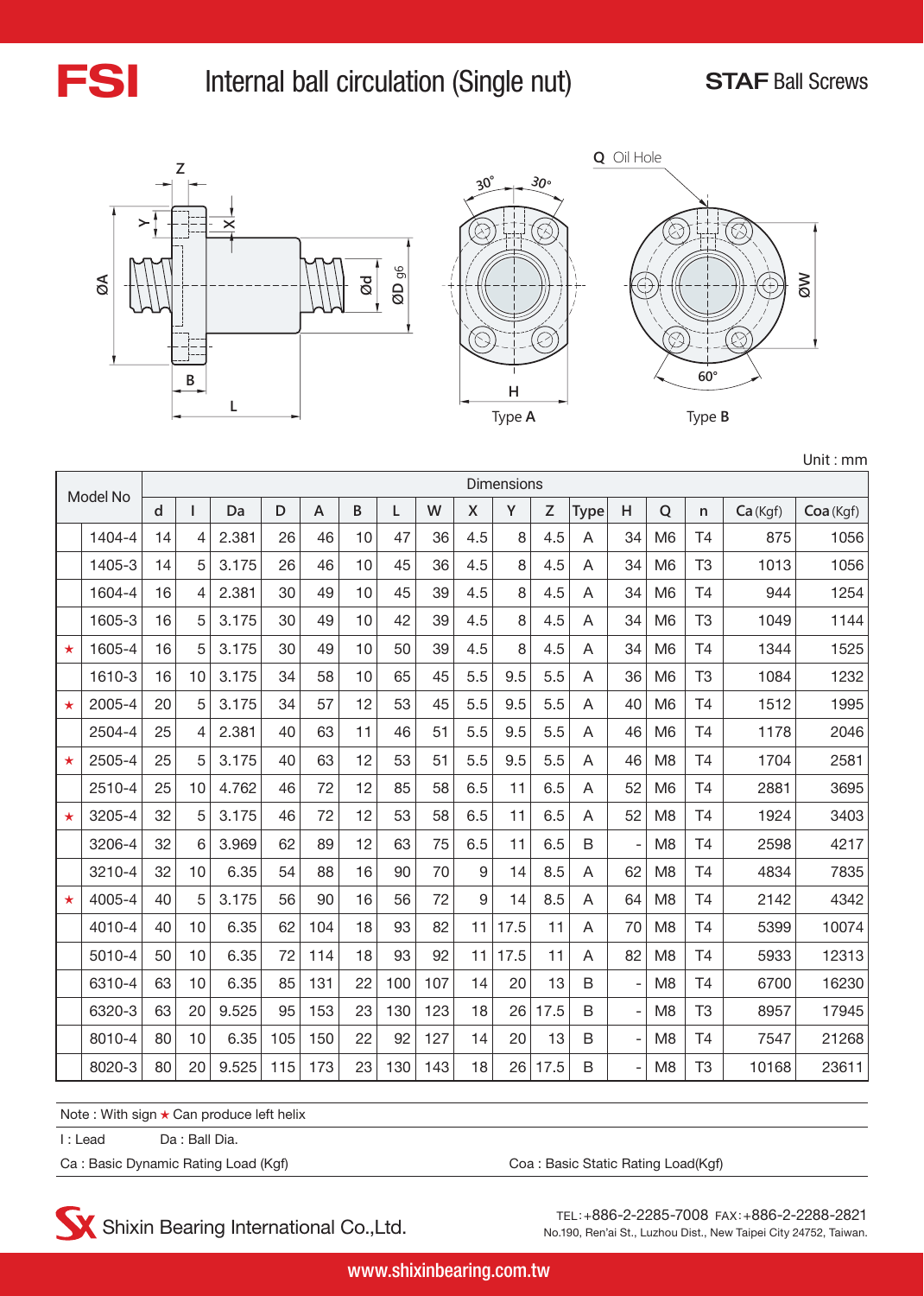# FSI Internal ball circulation (Single nut)

**STAF** Ball Screws

Q Oil Hole

Type A

Type B

Unit : mm

| | Model No | d | l | Da | D | A | B | L | W | X | Y | Z | Type | H | Q | n | Ca (Kgf) | Coa (Kgf) |
|---|---|---|---|---|---|---|---|---|---|---|---|---|---|---|---|---|---|---|
| | 1404-4 | 14 | 4 | 2.381 | 26 | 46 | 10 | 47 | 36 | 4.5 | 8 | 4.5 | A | 34 | M6 | T4 | 875 | 1056 |
| | 1405-3 | 14 | 5 | 3.175 | 26 | 46 | 10 | 45 | 36 | 4.5 | 8 | 4.5 | A | 34 | M6 | T3 | 1013 | 1056 |
| | 1604-4 | 16 | 4 | 2.381 | 30 | 49 | 10 | 45 | 39 | 4.5 | 8 | 4.5 | A | 34 | M6 | T4 | 944 | 1254 |
| | 1605-3 | 16 | 5 | 3.175 | 30 | 49 | 10 | 42 | 39 | 4.5 | 8 | 4.5 | A | 34 | M6 | T3 | 1049 | 1144 |
| ★ | 1605-4 | 16 | 5 | 3.175 | 30 | 49 | 10 | 50 | 39 | 4.5 | 8 | 4.5 | A | 34 | M6 | T4 | 1344 | 1525 |
| | 1610-3 | 16 | 10 | 3.175 | 34 | 58 | 10 | 65 | 45 | 5.5 | 9.5 | 5.5 | A | 36 | M6 | T3 | 1084 | 1232 |
| ★ | 2005-4 | 20 | 5 | 3.175 | 34 | 57 | 12 | 53 | 45 | 5.5 | 9.5 | 5.5 | A | 40 | M6 | T4 | 1512 | 1995 |
| | 2504-4 | 25 | 4 | 2.381 | 40 | 63 | 11 | 46 | 51 | 5.5 | 9.5 | 5.5 | A | 46 | M6 | T4 | 1178 | 2046 |
| ★ | 2505-4 | 25 | 5 | 3.175 | 40 | 63 | 12 | 53 | 51 | 5.5 | 9.5 | 5.5 | A | 46 | M8 | T4 | 1704 | 2581 |
| | 2510-4 | 25 | 10 | 4.762 | 46 | 72 | 12 | 85 | 58 | 6.5 | 11 | 6.5 | A | 52 | M6 | T4 | 2881 | 3695 |
| ★ | 3205-4 | 32 | 5 | 3.175 | 46 | 72 | 12 | 53 | 58 | 6.5 | 11 | 6.5 | A | 52 | M8 | T4 | 1924 | 3403 |
| | 3206-4 | 32 | 6 | 3.969 | 62 | 89 | 12 | 63 | 75 | 6.5 | 11 | 6.5 | B | - | M8 | T4 | 2598 | 4217 |
| | 3210-4 | 32 | 10 | 6.35 | 54 | 88 | 16 | 90 | 70 | 9 | 14 | 8.5 | A | 62 | M8 | T4 | 4834 | 7835 |
| ★ | 4005-4 | 40 | 5 | 3.175 | 56 | 90 | 16 | 56 | 72 | 9 | 14 | 8.5 | A | 64 | M8 | T4 | 2142 | 4342 |
| | 4010-4 | 40 | 10 | 6.35 | 62 | 104 | 18 | 93 | 82 | 11 | 17.5 | 11 | A | 70 | M8 | T4 | 5399 | 10074 |
| | 5010-4 | 50 | 10 | 6.35 | 72 | 114 | 18 | 93 | 92 | 11 | 17.5 | 11 | A | 82 | M8 | T4 | 5933 | 12313 |
| | 6310-4 | 63 | 10 | 6.35 | 85 | 131 | 22 | 100 | 107 | 14 | 20 | 13 | B | - | M8 | T4 | 6700 | 16230 |
| | 6320-3 | 63 | 20 | 9.525 | 95 | 153 | 23 | 130 | 123 | 18 | 26 | 17.5 | B | - | M8 | T3 | 8957 | 17945 |
| | 8010-4 | 80 | 10 | 6.35 | 105 | 150 | 22 | 92 | 127 | 14 | 20 | 13 | B | - | M8 | T4 | 7547 | 21268 |
| | 8020-3 | 80 | 20 | 9.525 | 115 | 173 | 23 | 130 | 143 | 18 | 26 | 17.5 | B | - | M8 | T3 | 10168 | 23611 |

Note : With sign ★ Can produce left helix

l : Lead　　　Da : Ball Dia.

Ca : Basic Dynamic Rating Load (Kgf)　　　Coa : Basic Static Rating Load(Kgf)

Shixin Bearing International Co.,Ltd.

TEL:+886-2-2285-7008 FAX:+886-2-2288-2821
No.190, Ren'ai St., Luzhou Dist., New Taipei City 24752, Taiwan.

www.shixinbearing.com.tw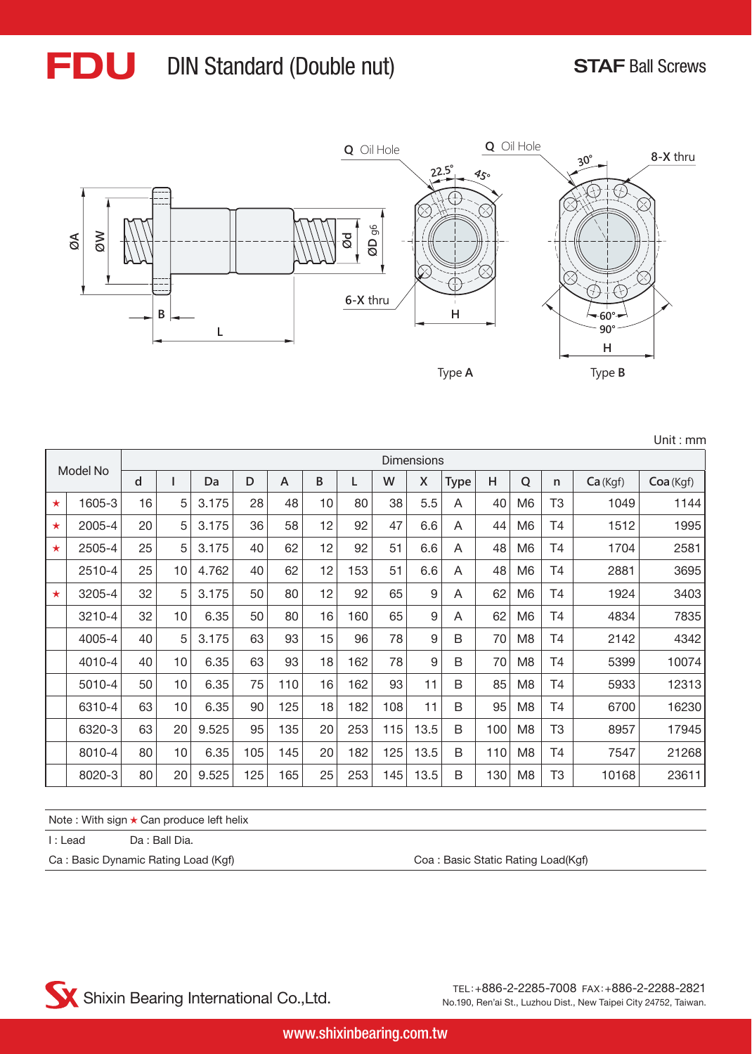# FDU DIN Standard (Double nut)

STAF Ball Screws

Q Oil Hole

Q Oil Hole

8-X thru

6-X thru

Type A

Type B

Unit : mm

| Model No | | Dimensions | | | | | | | | | | | | | | |
|---|---|---|---|---|---|---|---|---|---|---|---|---|---|---|---|---|
| | | d | l | Da | D | A | B | L | W | X | Type | H | Q | n | Ca (Kgf) | Coa (Kgf) |
| ★ | 1605-3 | 16 | 5 | 3.175 | 28 | 48 | 10 | 80 | 38 | 5.5 | A | 40 | M6 | T3 | 1049 | 1144 |
| ★ | 2005-4 | 20 | 5 | 3.175 | 36 | 58 | 12 | 92 | 47 | 6.6 | A | 44 | M6 | T4 | 1512 | 1995 |
| ★ | 2505-4 | 25 | 5 | 3.175 | 40 | 62 | 12 | 92 | 51 | 6.6 | A | 48 | M6 | T4 | 1704 | 2581 |
| | 2510-4 | 25 | 10 | 4.762 | 40 | 62 | 12 | 153 | 51 | 6.6 | A | 48 | M6 | T4 | 2881 | 3695 |
| ★ | 3205-4 | 32 | 5 | 3.175 | 50 | 80 | 12 | 92 | 65 | 9 | A | 62 | M6 | T4 | 1924 | 3403 |
| | 3210-4 | 32 | 10 | 6.35 | 50 | 80 | 16 | 160 | 65 | 9 | A | 62 | M6 | T4 | 4834 | 7835 |
| | 4005-4 | 40 | 5 | 3.175 | 63 | 93 | 15 | 96 | 78 | 9 | B | 70 | M8 | T4 | 2142 | 4342 |
| | 4010-4 | 40 | 10 | 6.35 | 63 | 93 | 18 | 162 | 78 | 9 | B | 70 | M8 | T4 | 5399 | 10074 |
| | 5010-4 | 50 | 10 | 6.35 | 75 | 110 | 16 | 162 | 93 | 11 | B | 85 | M8 | T4 | 5933 | 12313 |
| | 6310-4 | 63 | 10 | 6.35 | 90 | 125 | 18 | 182 | 108 | 11 | B | 95 | M8 | T4 | 6700 | 16230 |
| | 6320-3 | 63 | 20 | 9.525 | 95 | 135 | 20 | 253 | 115 | 13.5 | B | 100 | M8 | T3 | 8957 | 17945 |
| | 8010-4 | 80 | 10 | 6.35 | 105 | 145 | 20 | 182 | 125 | 13.5 | B | 110 | M8 | T4 | 7547 | 21268 |
| | 8020-3 | 80 | 20 | 9.525 | 125 | 165 | 25 | 253 | 145 | 13.5 | B | 130 | M8 | T3 | 10168 | 23611 |

Note : With sign ★ Can produce left helix

l : Lead　　Da : Ball Dia.

Ca : Basic Dynamic Rating Load (Kgf)　　Coa : Basic Static Rating Load(Kgf)

Shixin Bearing International Co.,Ltd.

TEL:+886-2-2285-7008 FAX:+886-2-2288-2821
No.190, Ren'ai St., Luzhou Dist., New Taipei City 24752, Taiwan.

www.shixinbearing.com.tw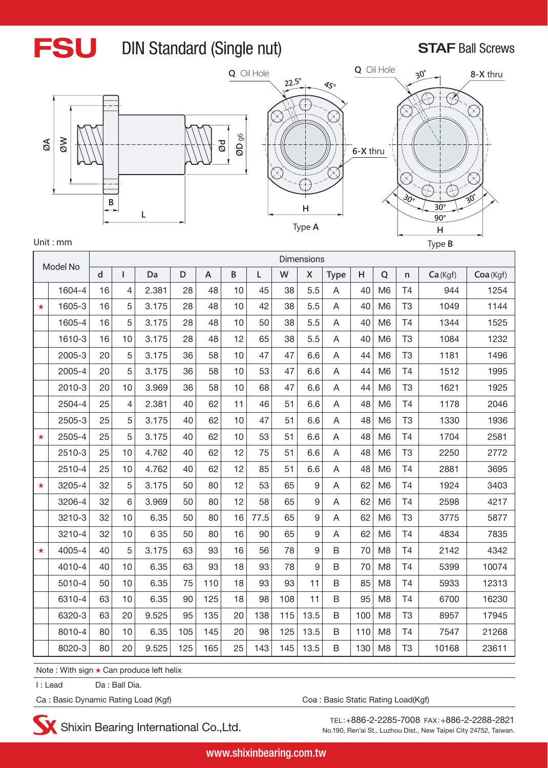# FSU DIN Standard (Single nut)

**STAF** Ball Screws

Unit : mm

| | Model No | Dimensions | | | | | | | | | | | | | | |
|---|---|---|---|---|---|---|---|---|---|---|---|---|---|---|---|---|
| | | d | l | Da | D | A | B | L | W | X | Type | H | Q | n | Ca (Kgf) | Coa (Kgf) |
| | 1604-4 | 16 | 4 | 2.381 | 28 | 48 | 10 | 45 | 38 | 5.5 | A | 40 | M6 | T4 | 944 | 1254 |
| ★ | 1605-3 | 16 | 5 | 3.175 | 28 | 48 | 10 | 42 | 38 | 5.5 | A | 40 | M6 | T3 | 1049 | 1144 |
| | 1605-4 | 16 | 5 | 3.175 | 28 | 48 | 10 | 50 | 38 | 5.5 | A | 40 | M6 | T4 | 1344 | 1525 |
| | 1610-3 | 16 | 10 | 3.175 | 28 | 48 | 12 | 65 | 38 | 5.5 | A | 40 | M6 | T3 | 1084 | 1232 |
| | 2005-3 | 20 | 5 | 3.175 | 36 | 58 | 10 | 47 | 47 | 6.6 | A | 44 | M6 | T3 | 1181 | 1496 |
| | 2005-4 | 20 | 5 | 3.175 | 36 | 58 | 10 | 53 | 47 | 6.6 | A | 44 | M6 | T4 | 1512 | 1995 |
| | 2010-3 | 20 | 10 | 3.969 | 36 | 58 | 10 | 68 | 47 | 6.6 | A | 44 | M6 | T3 | 1621 | 1925 |
| | 2504-4 | 25 | 4 | 2.381 | 40 | 62 | 11 | 46 | 51 | 6.6 | A | 48 | M6 | T4 | 1178 | 2046 |
| | 2505-3 | 25 | 5 | 3.175 | 40 | 62 | 10 | 47 | 51 | 6.6 | A | 48 | M6 | T3 | 1330 | 1936 |
| ★ | 2505-4 | 25 | 5 | 3.175 | 40 | 62 | 10 | 53 | 51 | 6.6 | A | 48 | M6 | T4 | 1704 | 2581 |
| | 2510-3 | 25 | 10 | 4.762 | 40 | 62 | 12 | 75 | 51 | 6.6 | A | 48 | M6 | T3 | 2250 | 2772 |
| | 2510-4 | 25 | 10 | 4.762 | 40 | 62 | 12 | 85 | 51 | 6.6 | A | 48 | M6 | T4 | 2881 | 3695 |
| ★ | 3205-4 | 32 | 5 | 3.175 | 50 | 80 | 12 | 53 | 65 | 9 | A | 62 | M6 | T4 | 1924 | 3403 |
| | 3206-4 | 32 | 6 | 3.969 | 50 | 80 | 12 | 58 | 65 | 9 | A | 62 | M6 | T4 | 2598 | 4217 |
| | 3210-3 | 32 | 10 | 6.35 | 50 | 80 | 16 | 77.5 | 65 | 9 | A | 62 | M6 | T3 | 3775 | 5877 |
| | 3210-4 | 32 | 10 | 6 35 | 50 | 80 | 16 | 90 | 65 | 9 | A | 62 | M6 | T4 | 4834 | 7835 |
| ★ | 4005-4 | 40 | 5 | 3.175 | 63 | 93 | 16 | 56 | 78 | 9 | B | 70 | M8 | T4 | 2142 | 4342 |
| | 4010-4 | 40 | 10 | 6.35 | 63 | 93 | 18 | 93 | 78 | 9 | B | 70 | M8 | T4 | 5399 | 10074 |
| | 5010-4 | 50 | 10 | 6.35 | 75 | 110 | 18 | 93 | 93 | 11 | B | 85 | M8 | T4 | 5933 | 12313 |
| | 6310-4 | 63 | 10 | 6.35 | 90 | 125 | 18 | 98 | 108 | 11 | B | 95 | M8 | T4 | 6700 | 16230 |
| | 6320-3 | 63 | 20 | 9.525 | 95 | 135 | 20 | 138 | 115 | 13.5 | B | 100 | M8 | T3 | 8957 | 17945 |
| | 8010-4 | 80 | 10 | 6.35 | 105 | 145 | 20 | 98 | 125 | 13.5 | B | 110 | M8 | T4 | 7547 | 21268 |
| | 8020-3 | 80 | 20 | 9.525 | 125 | 165 | 25 | 143 | 145 | 13.5 | B | 130 | M8 | T3 | 10168 | 23611 |

Note : With sign ★ Can produce left helix

l : Lead    Da : Ball Dia.

Ca : Basic Dynamic Rating Load (Kgf)    Coa : Basic Static Rating Load(Kgf)

Shixin Bearing International Co.,Ltd.

TEL:+886-2-2285-7008 FAX:+886-2-2288-2821
No.190, Ren'ai St., Luzhou Dist., New Taipei City 24752, Taiwan.

www.shixinbearing.com.tw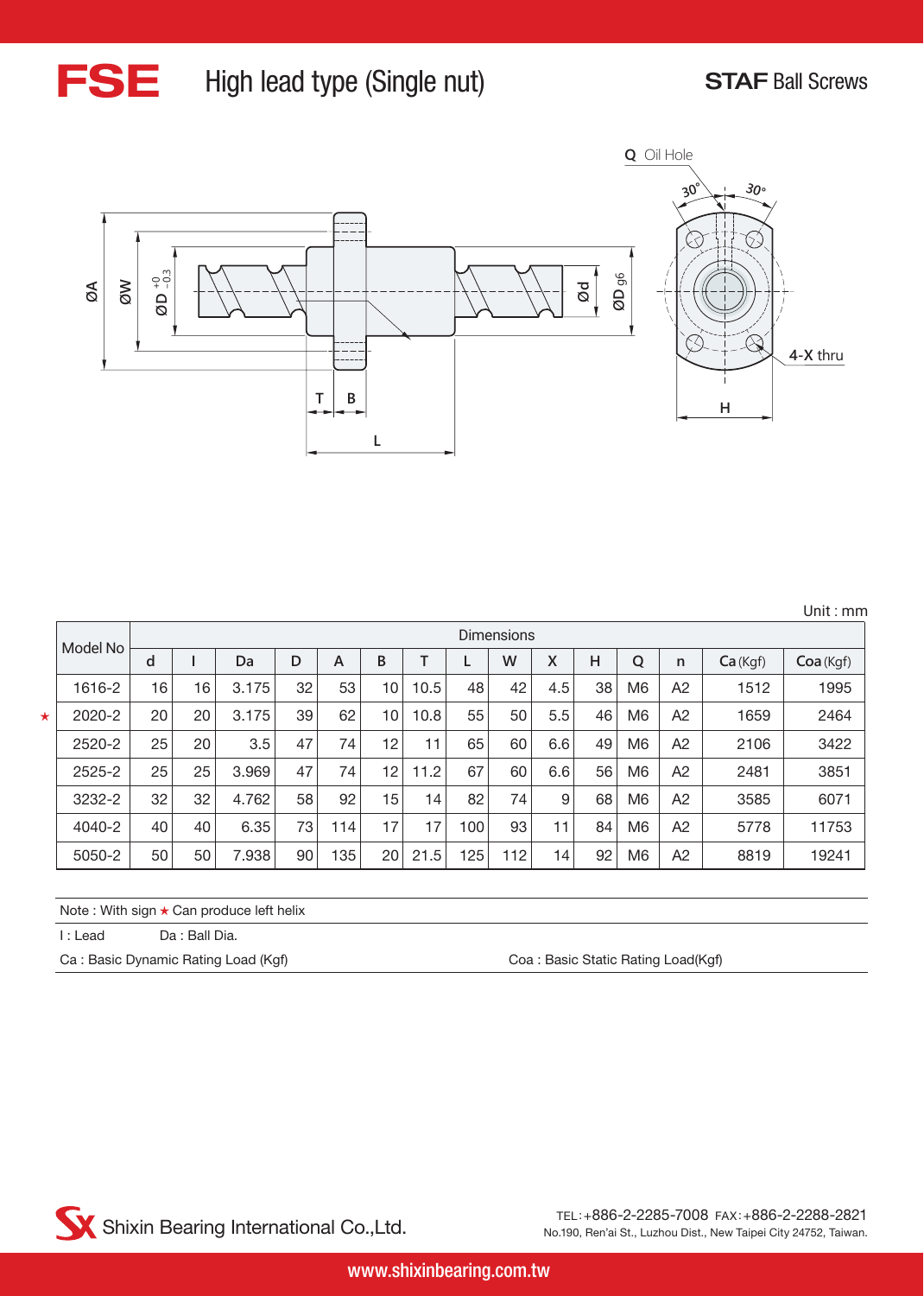# FSE High lead type (Single nut)

**STAF** Ball Screws

Unit : mm

| Model No | Dimensions | | | | | | | | | | | | | |
|---|---|---|---|---|---|---|---|---|---|---|---|---|---|---|
| | d | I | Da | D | A | B | T | L | W | X | H | Q | n | Ca (Kgf) | Coa (Kgf) |
| 1616-2 | 16 | 16 | 3.175 | 32 | 53 | 10 | 10.5 | 48 | 42 | 4.5 | 38 | M6 | A2 | 1512 | 1995 |
| ★ 2020-2 | 20 | 20 | 3.175 | 39 | 62 | 10 | 10.8 | 55 | 50 | 5.5 | 46 | M6 | A2 | 1659 | 2464 |
| 2520-2 | 25 | 20 | 3.5 | 47 | 74 | 12 | 11 | 65 | 60 | 6.6 | 49 | M6 | A2 | 2106 | 3422 |
| 2525-2 | 25 | 25 | 3.969 | 47 | 74 | 12 | 11.2 | 67 | 60 | 6.6 | 56 | M6 | A2 | 2481 | 3851 |
| 3232-2 | 32 | 32 | 4.762 | 58 | 92 | 15 | 14 | 82 | 74 | 9 | 68 | M6 | A2 | 3585 | 6071 |
| 4040-2 | 40 | 40 | 6.35 | 73 | 114 | 17 | 17 | 100 | 93 | 11 | 84 | M6 | A2 | 5778 | 11753 |
| 5050-2 | 50 | 50 | 7.938 | 90 | 135 | 20 | 21.5 | 125 | 112 | 14 | 92 | M6 | A2 | 8819 | 19241 |

Note : With sign ★ Can produce left helix

I : Lead　　Da : Ball Dia.

Ca : Basic Dynamic Rating Load (Kgf)　　Coa : Basic Static Rating Load(Kgf)

Shixin Bearing International Co.,Ltd.

TEL:+886-2-2285-7008 FAX:+886-2-2288-2821
No.190, Ren'ai St., Luzhou Dist., New Taipei City 24752, Taiwan.

www.shixinbearing.com.tw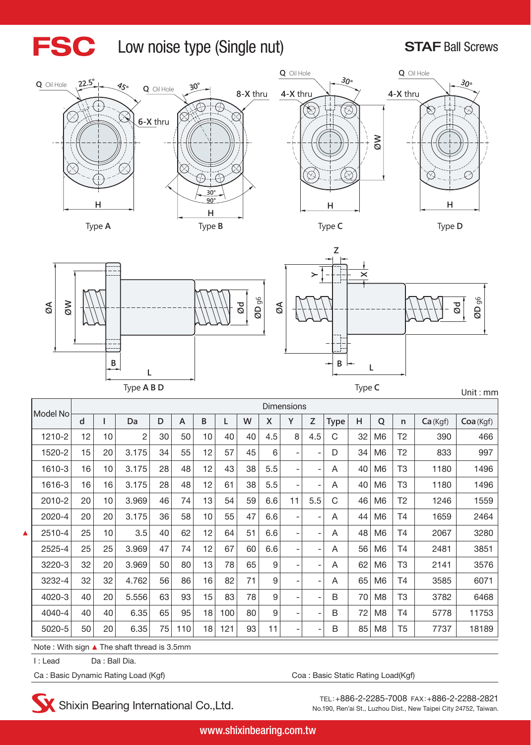# FSC Low noise type (Single nut)

**STAF** Ball Screws

Type **A** Type **B** Type **C** Type **D**

Type **A B D** Type **C**

Unit : mm

| Model No | Dimensions | | | | | | | | | | | | | | | Ca (Kgf) | Coa (Kgf) |
|---|---|---|---|---|---|---|---|---|---|---|---|---|---|---|---|---|---|
| | d | l | Da | D | A | B | L | W | X | Y | Z | Type | H | Q | n | | |
| 1210-2 | 12 | 10 | 2 | 30 | 50 | 10 | 40 | 40 | 4.5 | 8 | 4.5 | C | 32 | M6 | T2 | 390 | 466 |
| 1520-2 | 15 | 20 | 3.175 | 34 | 55 | 12 | 57 | 45 | 6 | - | - | D | 34 | M6 | T2 | 833 | 997 |
| 1610-3 | 16 | 10 | 3.175 | 28 | 48 | 12 | 43 | 38 | 5.5 | - | - | A | 40 | M6 | T3 | 1180 | 1496 |
| 1616-3 | 16 | 16 | 3.175 | 28 | 48 | 12 | 61 | 38 | 5.5 | - | - | A | 40 | M6 | T3 | 1180 | 1496 |
| 2010-2 | 20 | 10 | 3.969 | 46 | 74 | 13 | 54 | 59 | 6.6 | 11 | 5.5 | C | 46 | M6 | T2 | 1246 | 1559 |
| 2020-4 | 20 | 20 | 3.175 | 36 | 58 | 10 | 55 | 47 | 6.6 | - | - | A | 44 | M6 | T4 | 1659 | 2464 |
| ▲ 2510-4 | 25 | 10 | 3.5 | 40 | 62 | 12 | 64 | 51 | 6.6 | - | - | A | 48 | M6 | T4 | 2067 | 3280 |
| 2525-4 | 25 | 25 | 3.969 | 47 | 74 | 12 | 67 | 60 | 6.6 | - | - | A | 56 | M6 | T4 | 2481 | 3851 |
| 3220-3 | 32 | 20 | 3.969 | 50 | 80 | 13 | 78 | 65 | 9 | - | - | A | 62 | M6 | T3 | 2141 | 3576 |
| 3232-4 | 32 | 32 | 4.762 | 56 | 86 | 16 | 82 | 71 | 9 | - | - | A | 65 | M6 | T4 | 3585 | 6071 |
| 4020-3 | 40 | 20 | 5.556 | 63 | 93 | 15 | 83 | 78 | 9 | - | - | B | 70 | M8 | T3 | 3782 | 6468 |
| 4040-4 | 40 | 40 | 6.35 | 65 | 95 | 18 | 100 | 80 | 9 | - | - | B | 72 | M8 | T4 | 5778 | 11753 |
| 5020-5 | 50 | 20 | 6.35 | 75 | 110 | 18 | 121 | 93 | 11 | - | - | B | 85 | M8 | T5 | 7737 | 18189 |

Note : With sign ▲ The shaft thread is 3.5mm

l : Lead Da : Ball Dia.

Ca : Basic Dynamic Rating Load (Kgf) Coa : Basic Static Rating Load(Kgf)

Shixin Bearing International Co.,Ltd.

TEL:+886-2-2285-7008 FAX:+886-2-2288-2821
No.190, Ren'ai St., Luzhou Dist., New Taipei City 24752, Taiwan.

www.shixinbearing.com.tw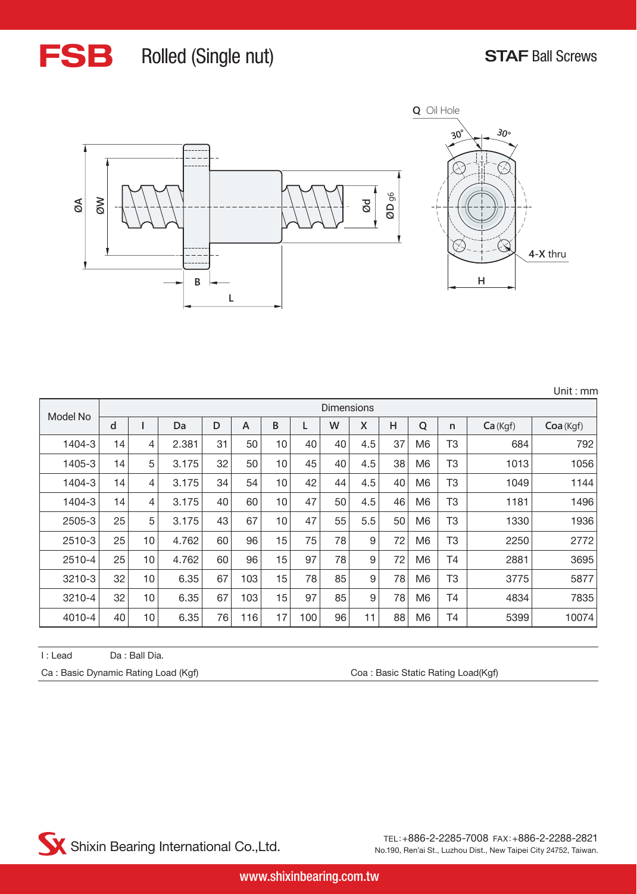# FSB Rolled (Single nut)

**STAF** Ball Screws

Q Oil Hole

30°

30°

4-X thru

ØA ØW B L Ød ØD g6 H

Unit : mm

| Model No | Dimensions | | | | | | | | | | | | | |
|---|---|---|---|---|---|---|---|---|---|---|---|---|---|---|
| | d | l | Da | D | A | B | L | W | X | H | Q | n | Ca (Kgf) | Coa (Kgf) |
| 1404-3 | 14 | 4 | 2.381 | 31 | 50 | 10 | 40 | 40 | 4.5 | 37 | M6 | T3 | 684 | 792 |
| 1405-3 | 14 | 5 | 3.175 | 32 | 50 | 10 | 45 | 40 | 4.5 | 38 | M6 | T3 | 1013 | 1056 |
| 1404-3 | 14 | 4 | 3.175 | 34 | 54 | 10 | 42 | 44 | 4.5 | 40 | M6 | T3 | 1049 | 1144 |
| 1404-3 | 14 | 4 | 3.175 | 40 | 60 | 10 | 47 | 50 | 4.5 | 46 | M6 | T3 | 1181 | 1496 |
| 2505-3 | 25 | 5 | 3.175 | 43 | 67 | 10 | 47 | 55 | 5.5 | 50 | M6 | T3 | 1330 | 1936 |
| 2510-3 | 25 | 10 | 4.762 | 60 | 96 | 15 | 75 | 78 | 9 | 72 | M6 | T3 | 2250 | 2772 |
| 2510-4 | 25 | 10 | 4.762 | 60 | 96 | 15 | 97 | 78 | 9 | 72 | M6 | T4 | 2881 | 3695 |
| 3210-3 | 32 | 10 | 6.35 | 67 | 103 | 15 | 78 | 85 | 9 | 78 | M6 | T3 | 3775 | 5877 |
| 3210-4 | 32 | 10 | 6.35 | 67 | 103 | 15 | 97 | 85 | 9 | 78 | M6 | T4 | 4834 | 7835 |
| 4010-4 | 40 | 10 | 6.35 | 76 | 116 | 17 | 100 | 96 | 11 | 88 | M6 | T4 | 5399 | 10074 |

l : Lead　　Da : Ball Dia.

Ca : Basic Dynamic Rating Load (Kgf)　　Coa : Basic Static Rating Load(Kgf)

Shixin Bearing International Co.,Ltd.

TEL:+886-2-2285-7008 FAX:+886-2-2288-2821
No.190, Ren'ai St., Luzhou Dist., New Taipei City 24752, Taiwan.

www.shixinbearing.com.tw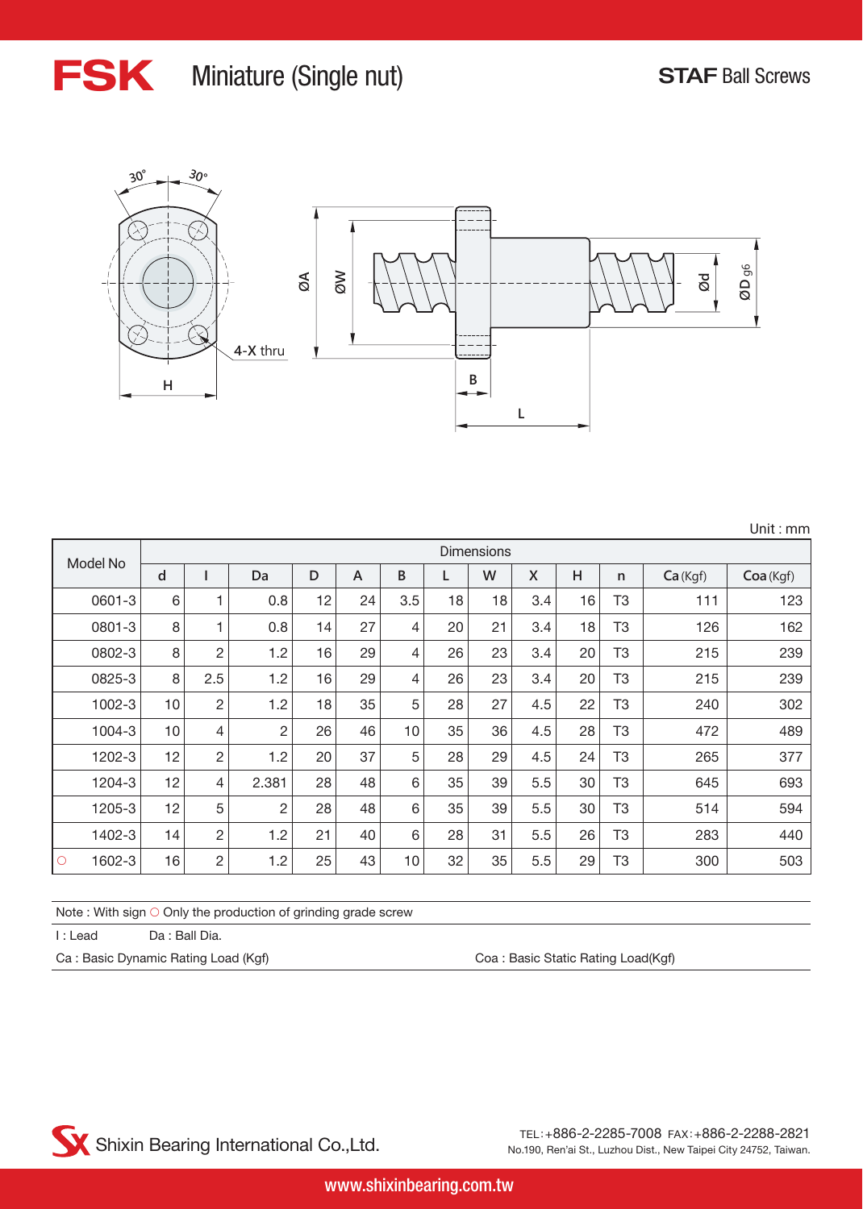# FSK Miniature (Single nut)

**STAF** Ball Screws

Unit : mm

| Model No | Dimensions | | | | | | | | | | | | |
|---|---|---|---|---|---|---|---|---|---|---|---|---|---|
| | d | l | Da | D | A | B | L | W | X | H | n | Ca (Kgf) | Coa (Kgf) |
| 0601-3 | 6 | 1 | 0.8 | 12 | 24 | 3.5 | 18 | 18 | 3.4 | 16 | T3 | 111 | 123 |
| 0801-3 | 8 | 1 | 0.8 | 14 | 27 | 4 | 20 | 21 | 3.4 | 18 | T3 | 126 | 162 |
| 0802-3 | 8 | 2 | 1.2 | 16 | 29 | 4 | 26 | 23 | 3.4 | 20 | T3 | 215 | 239 |
| 0825-3 | 8 | 2.5 | 1.2 | 16 | 29 | 4 | 26 | 23 | 3.4 | 20 | T3 | 215 | 239 |
| 1002-3 | 10 | 2 | 1.2 | 18 | 35 | 5 | 28 | 27 | 4.5 | 22 | T3 | 240 | 302 |
| 1004-3 | 10 | 4 | 2 | 26 | 46 | 10 | 35 | 36 | 4.5 | 28 | T3 | 472 | 489 |
| 1202-3 | 12 | 2 | 1.2 | 20 | 37 | 5 | 28 | 29 | 4.5 | 24 | T3 | 265 | 377 |
| 1204-3 | 12 | 4 | 2.381 | 28 | 48 | 6 | 35 | 39 | 5.5 | 30 | T3 | 645 | 693 |
| 1205-3 | 12 | 5 | 2 | 28 | 48 | 6 | 35 | 39 | 5.5 | 30 | T3 | 514 | 594 |
| 1402-3 | 14 | 2 | 1.2 | 21 | 40 | 6 | 28 | 31 | 5.5 | 26 | T3 | 283 | 440 |
| ○ 1602-3 | 16 | 2 | 1.2 | 25 | 43 | 10 | 32 | 35 | 5.5 | 29 | T3 | 300 | 503 |

Note : With sign ○ Only the production of grinding grade screw

l : Lead Da : Ball Dia.

Ca : Basic Dynamic Rating Load (Kgf) Coa : Basic Static Rating Load(Kgf)

Shixin Bearing International Co.,Ltd.

TEL:+886-2-2285-7008 FAX:+886-2-2288-2821
No.190, Ren'ai St., Luzhou Dist., New Taipei City 24752, Taiwan.

www.shixinbearing.com.tw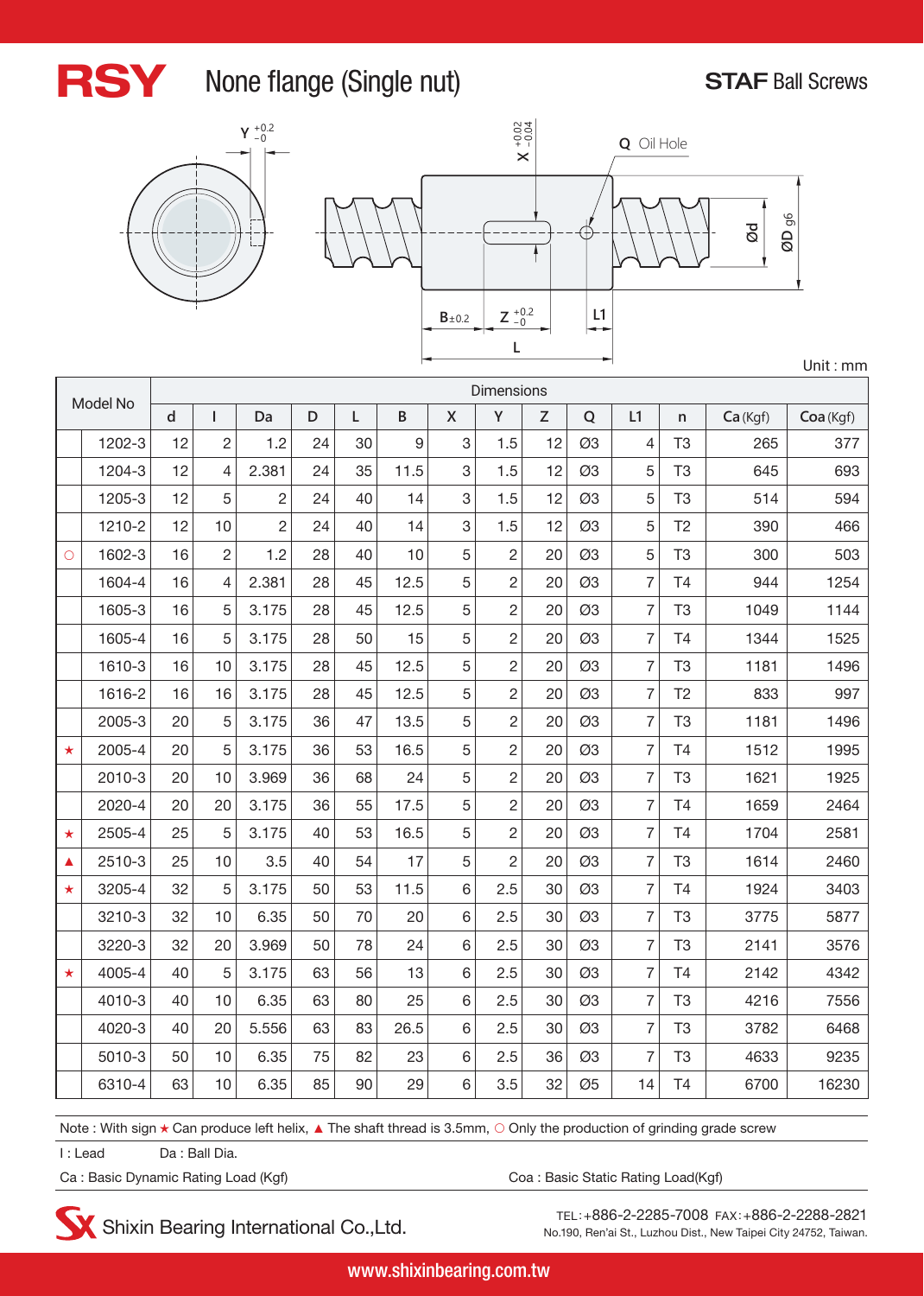# RSY None flange (Single nut)

**STAF** Ball Screws

Unit : mm

| Model No | | Dimensions | | | | | | | | | | | | | |
|---|---|---|---|---|---|---|---|---|---|---|---|---|---|---|---|
| | | d | l | Da | D | L | B | X | Y | Z | Q | L1 | n | Ca (Kgf) | Coa (Kgf) |
| | 1202-3 | 12 | 2 | 1.2 | 24 | 30 | 9 | 3 | 1.5 | 12 | Ø3 | 4 | T3 | 265 | 377 |
| | 1204-3 | 12 | 4 | 2.381 | 24 | 35 | 11.5 | 3 | 1.5 | 12 | Ø3 | 5 | T3 | 645 | 693 |
| | 1205-3 | 12 | 5 | 2 | 24 | 40 | 14 | 3 | 1.5 | 12 | Ø3 | 5 | T3 | 514 | 594 |
| | 1210-2 | 12 | 10 | 2 | 24 | 40 | 14 | 3 | 1.5 | 12 | Ø3 | 5 | T2 | 390 | 466 |
| ○ | 1602-3 | 16 | 2 | 1.2 | 28 | 40 | 10 | 5 | 2 | 20 | Ø3 | 5 | T3 | 300 | 503 |
| | 1604-4 | 16 | 4 | 2.381 | 28 | 45 | 12.5 | 5 | 2 | 20 | Ø3 | 7 | T4 | 944 | 1254 |
| | 1605-3 | 16 | 5 | 3.175 | 28 | 45 | 12.5 | 5 | 2 | 20 | Ø3 | 7 | T3 | 1049 | 1144 |
| | 1605-4 | 16 | 5 | 3.175 | 28 | 50 | 15 | 5 | 2 | 20 | Ø3 | 7 | T4 | 1344 | 1525 |
| | 1610-3 | 16 | 10 | 3.175 | 28 | 45 | 12.5 | 5 | 2 | 20 | Ø3 | 7 | T3 | 1181 | 1496 |
| | 1616-2 | 16 | 16 | 3.175 | 28 | 45 | 12.5 | 5 | 2 | 20 | Ø3 | 7 | T2 | 833 | 997 |
| | 2005-3 | 20 | 5 | 3.175 | 36 | 47 | 13.5 | 5 | 2 | 20 | Ø3 | 7 | T3 | 1181 | 1496 |
| ★ | 2005-4 | 20 | 5 | 3.175 | 36 | 53 | 16.5 | 5 | 2 | 20 | Ø3 | 7 | T4 | 1512 | 1995 |
| | 2010-3 | 20 | 10 | 3.969 | 36 | 68 | 24 | 5 | 2 | 20 | Ø3 | 7 | T3 | 1621 | 1925 |
| | 2020-4 | 20 | 20 | 3.175 | 36 | 55 | 17.5 | 5 | 2 | 20 | Ø3 | 7 | T4 | 1659 | 2464 |
| ★ | 2505-4 | 25 | 5 | 3.175 | 40 | 53 | 16.5 | 5 | 2 | 20 | Ø3 | 7 | T4 | 1704 | 2581 |
| ▲ | 2510-3 | 25 | 10 | 3.5 | 40 | 54 | 17 | 5 | 2 | 20 | Ø3 | 7 | T3 | 1614 | 2460 |
| ★ | 3205-4 | 32 | 5 | 3.175 | 50 | 53 | 11.5 | 6 | 2.5 | 30 | Ø3 | 7 | T4 | 1924 | 3403 |
| | 3210-3 | 32 | 10 | 6.35 | 50 | 70 | 20 | 6 | 2.5 | 30 | Ø3 | 7 | T3 | 3775 | 5877 |
| | 3220-3 | 32 | 20 | 3.969 | 50 | 78 | 24 | 6 | 2.5 | 30 | Ø3 | 7 | T3 | 2141 | 3576 |
| ★ | 4005-4 | 40 | 5 | 3.175 | 63 | 56 | 13 | 6 | 2.5 | 30 | Ø3 | 7 | T4 | 2142 | 4342 |
| | 4010-3 | 40 | 10 | 6.35 | 63 | 80 | 25 | 6 | 2.5 | 30 | Ø3 | 7 | T3 | 4216 | 7556 |
| | 4020-3 | 40 | 20 | 5.556 | 63 | 83 | 26.5 | 6 | 2.5 | 30 | Ø3 | 7 | T3 | 3782 | 6468 |
| | 5010-3 | 50 | 10 | 6.35 | 75 | 82 | 23 | 6 | 2.5 | 36 | Ø3 | 7 | T3 | 4633 | 9235 |
| | 6310-4 | 63 | 10 | 6.35 | 85 | 90 | 29 | 6 | 3.5 | 32 | Ø5 | 14 | T4 | 6700 | 16230 |

Note : With sign ★ Can produce left helix, ▲ The shaft thread is 3.5mm, ○ Only the production of grinding grade screw

l : Lead  Da : Ball Dia.

Ca : Basic Dynamic Rating Load (Kgf)  Coa : Basic Static Rating Load(Kgf)

Shixin Bearing International Co.,Ltd.

TEL:+886-2-2285-7008 FAX:+886-2-2288-2821
No.190, Ren'ai St., Luzhou Dist., New Taipei City 24752, Taiwan.

www.shixinbearing.com.tw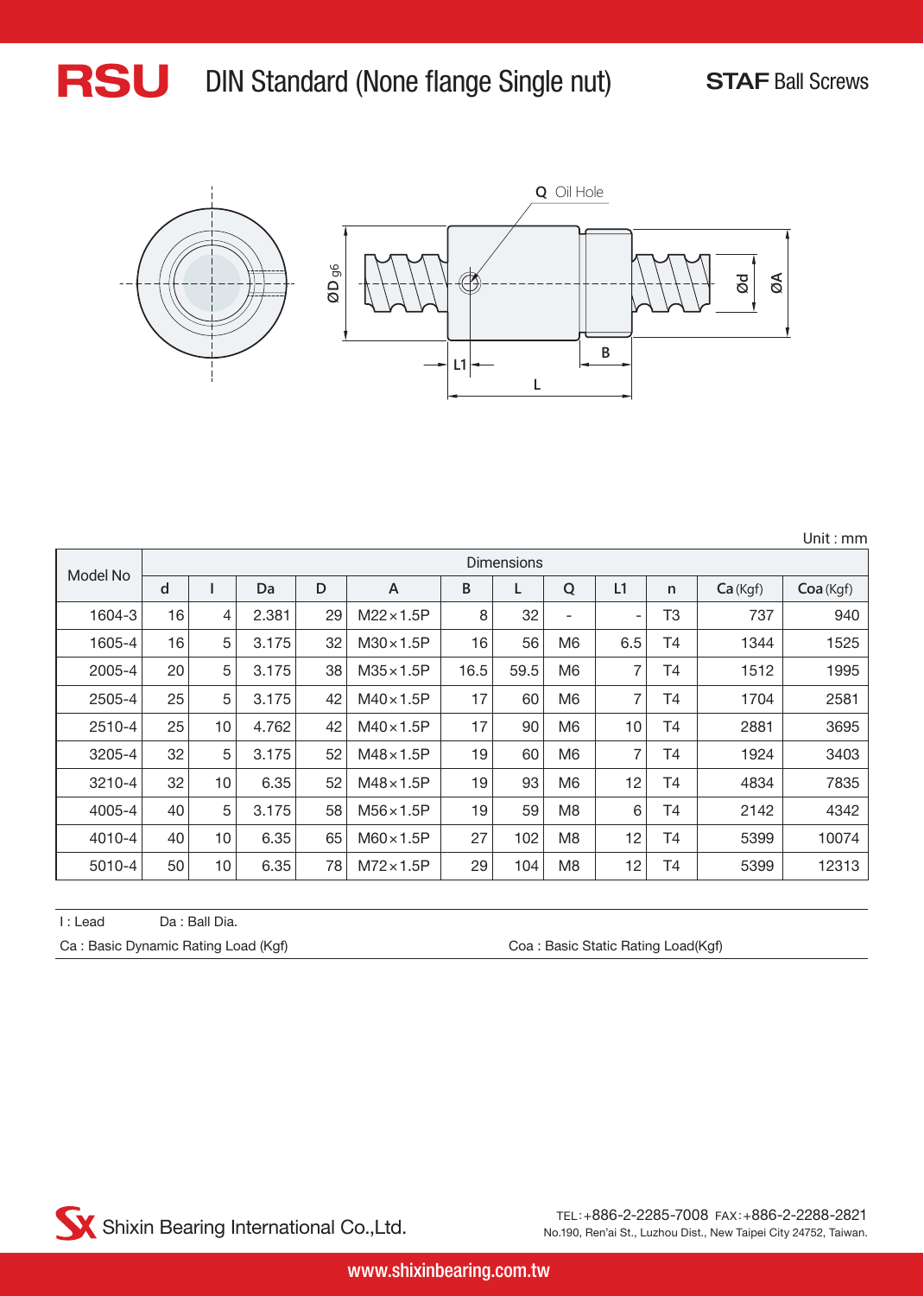# RSU DIN Standard (None flange Single nut)

STAF Ball Screws

Q Oil Hole

ØD g6 Ød ØA L1 B L

Unit : mm

| Model No | Dimensions | | | | | | | | | | | |
|---|---|---|---|---|---|---|---|---|---|---|---|---|
| | d | l | Da | D | A | B | L | Q | L1 | n | Ca (Kgf) | Coa (Kgf) |
| 1604-3 | 16 | 4 | 2.381 | 29 | M22×1.5P | 8 | 32 | - | - | T3 | 737 | 940 |
| 1605-4 | 16 | 5 | 3.175 | 32 | M30×1.5P | 16 | 56 | M6 | 6.5 | T4 | 1344 | 1525 |
| 2005-4 | 20 | 5 | 3.175 | 38 | M35×1.5P | 16.5 | 59.5 | M6 | 7 | T4 | 1512 | 1995 |
| 2505-4 | 25 | 5 | 3.175 | 42 | M40×1.5P | 17 | 60 | M6 | 7 | T4 | 1704 | 2581 |
| 2510-4 | 25 | 10 | 4.762 | 42 | M40×1.5P | 17 | 90 | M6 | 10 | T4 | 2881 | 3695 |
| 3205-4 | 32 | 5 | 3.175 | 52 | M48×1.5P | 19 | 60 | M6 | 7 | T4 | 1924 | 3403 |
| 3210-4 | 32 | 10 | 6.35 | 52 | M48×1.5P | 19 | 93 | M6 | 12 | T4 | 4834 | 7835 |
| 4005-4 | 40 | 5 | 3.175 | 58 | M56×1.5P | 19 | 59 | M8 | 6 | T4 | 2142 | 4342 |
| 4010-4 | 40 | 10 | 6.35 | 65 | M60×1.5P | 27 | 102 | M8 | 12 | T4 | 5399 | 10074 |
| 5010-4 | 50 | 10 | 6.35 | 78 | M72×1.5P | 29 | 104 | M8 | 12 | T4 | 5399 | 12313 |

l : Lead　　Da : Ball Dia.

Ca : Basic Dynamic Rating Load (Kgf)　　Coa : Basic Static Rating Load(Kgf)

Shixin Bearing International Co.,Ltd.

TEL:+886-2-2285-7008 FAX:+886-2-2288-2821
No.190, Ren'ai St., Luzhou Dist., New Taipei City 24752, Taiwan.

www.shixinbearing.com.tw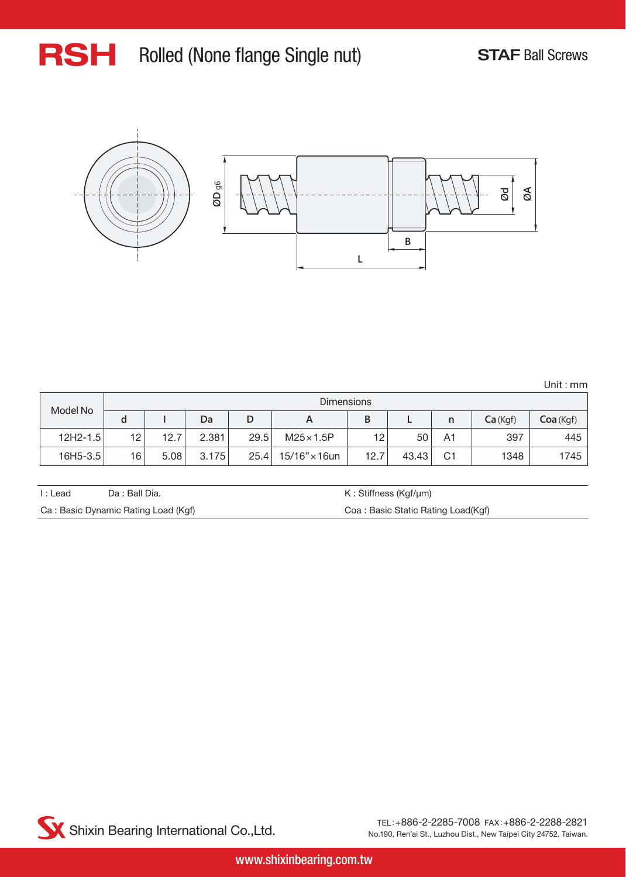# RSH Rolled (None flange Single nut)

STAF Ball Screws

Unit : mm

| Model No | d | l | Da | D | A | B | L | n | Ca (Kgf) | Coa (Kgf) |
|---|---|---|---|---|---|---|---|---|---|---|
| | Dimensions | | | | | | | | | |
| 12H2-1.5 | 12 | 12.7 | 2.381 | 29.5 | M25×1.5P | 12 | 50 | A1 | 397 | 445 |
| 16H5-3.5 | 16 | 5.08 | 3.175 | 25.4 | 15/16"×16un | 12.7 | 43.43 | C1 | 1348 | 1745 |

l : Lead Da : Ball Dia. K : Stiffness (Kgf/μm)

Ca : Basic Dynamic Rating Load (Kgf) Coa : Basic Static Rating Load(Kgf)

Shixin Bearing International Co.,Ltd.

TEL:+886-2-2285-7008 FAX:+886-2-2288-2821
No.190, Ren'ai St., Luzhou Dist., New Taipei City 24752, Taiwan.

www.shixinbearing.com.tw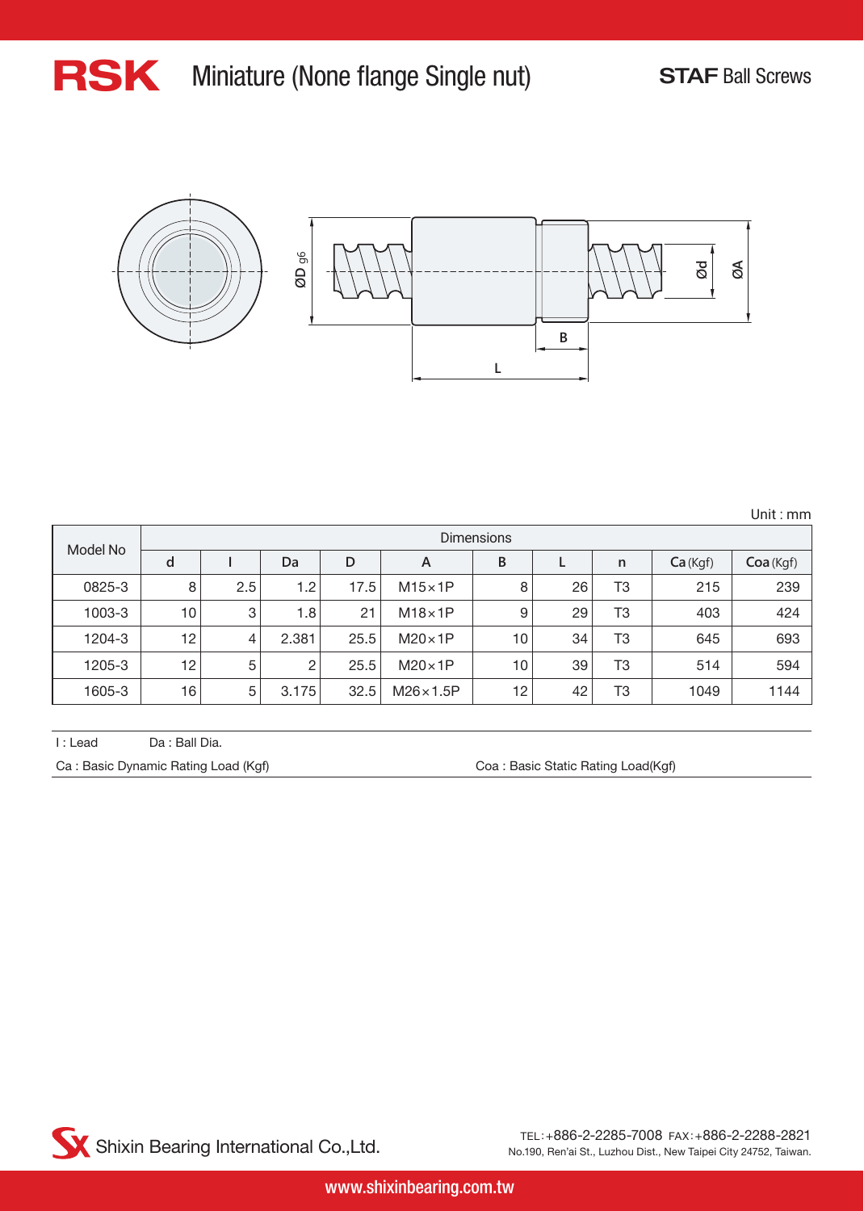# RSK Miniature (None flange Single nut)

**STAF** Ball Screws

Unit : mm

| Model No | Dimensions | | | | | | | | | |
|---|---|---|---|---|---|---|---|---|---|---|
| | d | l | Da | D | A | B | L | n | Ca (Kgf) | Coa (Kgf) |
| 0825-3 | 8 | 2.5 | 1.2 | 17.5 | M15×1P | 8 | 26 | T3 | 215 | 239 |
| 1003-3 | 10 | 3 | 1.8 | 21 | M18×1P | 9 | 29 | T3 | 403 | 424 |
| 1204-3 | 12 | 4 | 2.381 | 25.5 | M20×1P | 10 | 34 | T3 | 645 | 693 |
| 1205-3 | 12 | 5 | 2 | 25.5 | M20×1P | 10 | 39 | T3 | 514 | 594 |
| 1605-3 | 16 | 5 | 3.175 | 32.5 | M26×1.5P | 12 | 42 | T3 | 1049 | 1144 |

l : Lead    Da : Ball Dia.

Ca : Basic Dynamic Rating Load (Kgf)    Coa : Basic Static Rating Load(Kgf)

Shixin Bearing International Co.,Ltd.

TEL:+886-2-2285-7008 FAX:+886-2-2288-2821
No.190, Ren'ai St., Luzhou Dist., New Taipei City 24752, Taiwan.

www.shixinbearing.com.tw